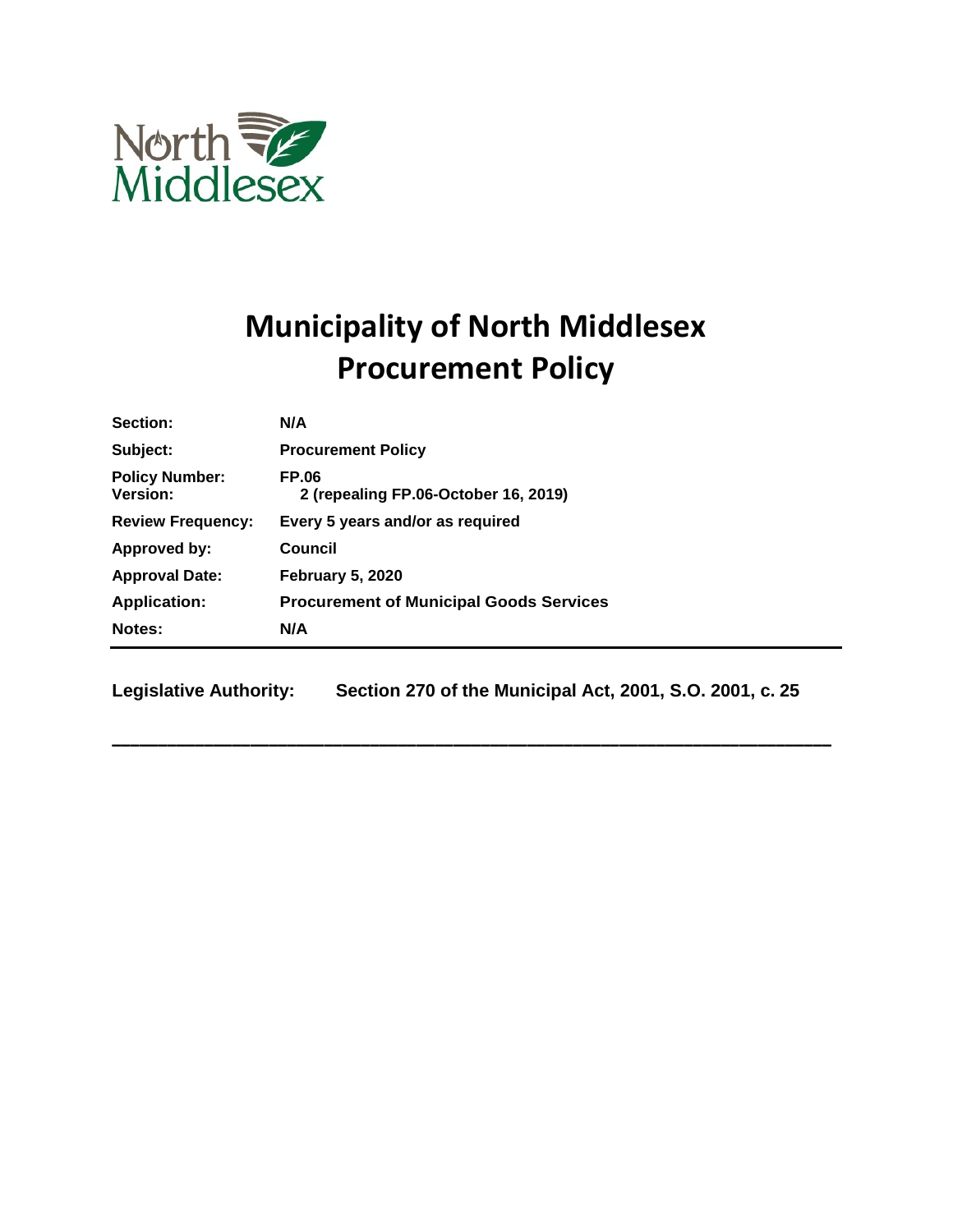North Middlesex

# Municipality of North Middlesex
# Procurement Policy

| | |
|---|---|
| **Section:** | **N/A** |
| **Subject:** | **Procurement Policy** |
| **Policy Number:** | **FP.06** |
| **Version:** | **2 (repealing FP.06-October 16, 2019)** |
| **Review Frequency:** | **Every 5 years and/or as required** |
| **Approved by:** | **Council** |
| **Approval Date:** | **February 5, 2020** |
| **Application:** | **Procurement of Municipal Goods Services** |
| **Notes:** | **N/A** |

**Legislative Authority:** **Section 270 of the Municipal Act, 2001, S.O. 2001, c. 25**

---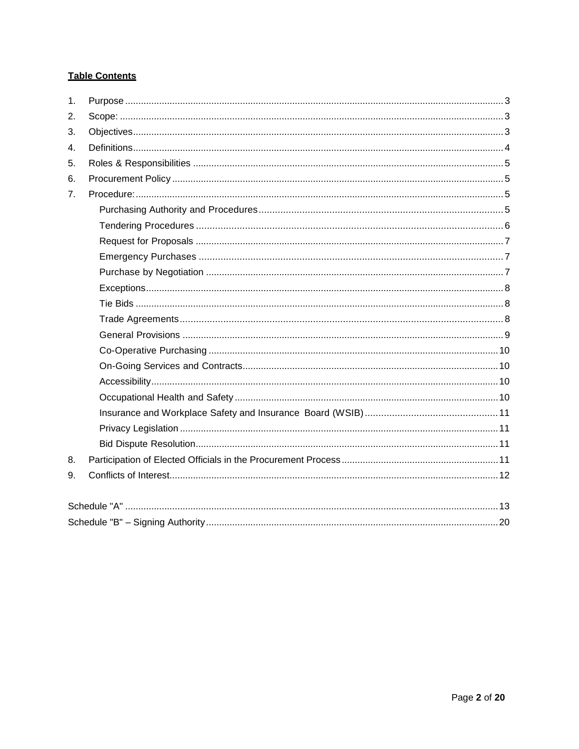**Table Contents**

1. Purpose ........................................................................................................................ 3
2. Scope: ........................................................................................................................... 3
3. Objectives ..................................................................................................................... 3
4. Definitions ..................................................................................................................... 4
5. Roles & Responsibilities ............................................................................................... 5
6. Procurement Policy ....................................................................................................... 5
7. Procedure: ..................................................................................................................... 5
    - Purchasing Authority and Procedures ........................................................................ 5
    - Tendering Procedures ................................................................................................ 6
    - Request for Proposals ................................................................................................ 7
    - Emergency Purchases ................................................................................................ 7
    - Purchase by Negotiation ............................................................................................ 7
    - Exceptions .................................................................................................................. 8
    - Tie Bids ....................................................................................................................... 8
    - Trade Agreements ...................................................................................................... 8
    - General Provisions ..................................................................................................... 9
    - Co-Operative Purchasing .......................................................................................... 10
    - On-Going Services and Contracts ............................................................................ 10
    - Accessibility .............................................................................................................. 10
    - Occupational Health and Safety ............................................................................... 10
    - Insurance and Workplace Safety and Insurance Board (WSIB) ................................ 11
    - Privacy Legislation .................................................................................................... 11
    - Bid Dispute Resolution .............................................................................................. 11
8. Participation of Elected Officials in the Procurement Process ..................................... 11
9. Conflicts of Interest ..................................................................................................... 12

Schedule "A" .................................................................................................................. 13

Schedule "B" – Signing Authority ................................................................................... 20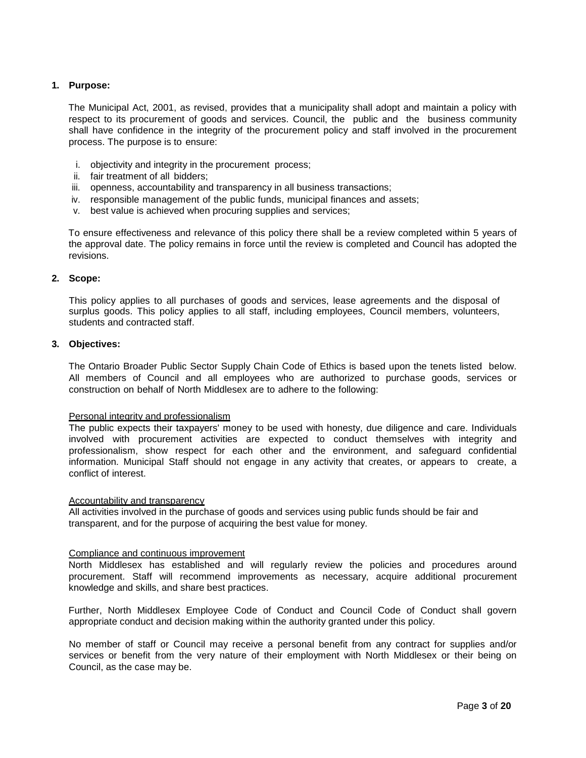## 1. Purpose:

The Municipal Act, 2001, as revised, provides that a municipality shall adopt and maintain a policy with respect to its procurement of goods and services. Council, the public and the business community shall have confidence in the integrity of the procurement policy and staff involved in the procurement process. The purpose is to ensure:

i. objectivity and integrity in the procurement process;
ii. fair treatment of all bidders;
iii. openness, accountability and transparency in all business transactions;
iv. responsible management of the public funds, municipal finances and assets;
v. best value is achieved when procuring supplies and services;

To ensure effectiveness and relevance of this policy there shall be a review completed within 5 years of the approval date. The policy remains in force until the review is completed and Council has adopted the revisions.

## 2. Scope:

This policy applies to all purchases of goods and services, lease agreements and the disposal of surplus goods. This policy applies to all staff, including employees, Council members, volunteers, students and contracted staff.

## 3. Objectives:

The Ontario Broader Public Sector Supply Chain Code of Ethics is based upon the tenets listed below. All members of Council and all employees who are authorized to purchase goods, services or construction on behalf of North Middlesex are to adhere to the following:

<u>Personal integrity and professionalism</u>
The public expects their taxpayers' money to be used with honesty, due diligence and care. Individuals involved with procurement activities are expected to conduct themselves with integrity and professionalism, show respect for each other and the environment, and safeguard confidential information. Municipal Staff should not engage in any activity that creates, or appears to create, a conflict of interest.

<u>Accountability and transparency</u>
All activities involved in the purchase of goods and services using public funds should be fair and transparent, and for the purpose of acquiring the best value for money.

<u>Compliance and continuous improvement</u>
North Middlesex has established and will regularly review the policies and procedures around procurement. Staff will recommend improvements as necessary, acquire additional procurement knowledge and skills, and share best practices.

Further, North Middlesex Employee Code of Conduct and Council Code of Conduct shall govern appropriate conduct and decision making within the authority granted under this policy.

No member of staff or Council may receive a personal benefit from any contract for supplies and/or services or benefit from the very nature of their employment with North Middlesex or their being on Council, as the case may be.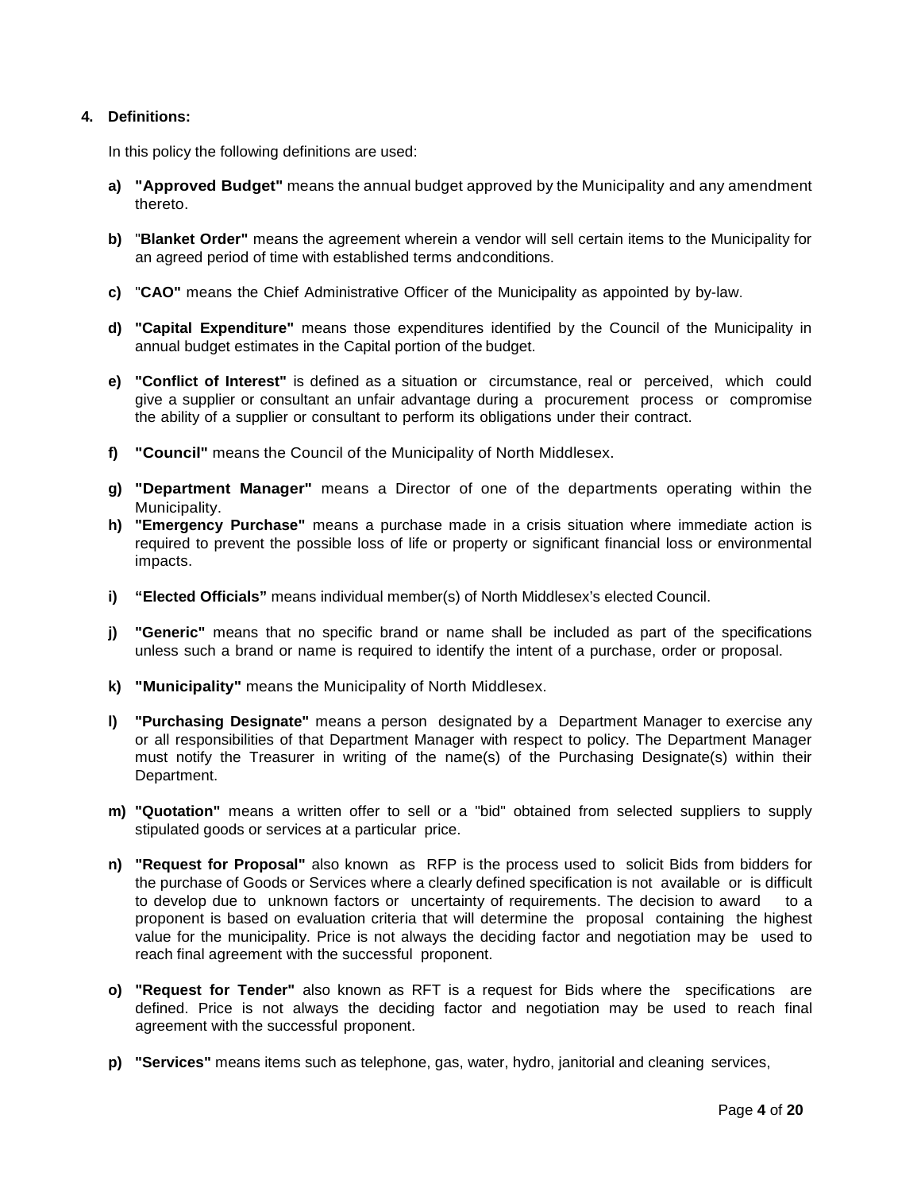**4. Definitions:**

In this policy the following definitions are used:

a) **"Approved Budget"** means the annual budget approved by the Municipality and any amendment thereto.

b) "**Blanket Order"** means the agreement wherein a vendor will sell certain items to the Municipality for an agreed period of time with established terms andconditions.

c) "**CAO"** means the Chief Administrative Officer of the Municipality as appointed by by-law.

d) **"Capital Expenditure"** means those expenditures identified by the Council of the Municipality in annual budget estimates in the Capital portion of the budget.

e) **"Conflict of Interest"** is defined as a situation or circumstance, real or perceived, which could give a supplier or consultant an unfair advantage during a procurement process or compromise the ability of a supplier or consultant to perform its obligations under their contract.

f) **"Council"** means the Council of the Municipality of North Middlesex.

g) **"Department Manager"** means a Director of one of the departments operating within the Municipality.

h) **"Emergency Purchase"** means a purchase made in a crisis situation where immediate action is required to prevent the possible loss of life or property or significant financial loss or environmental impacts.

i) **"Elected Officials"** means individual member(s) of North Middlesex's elected Council.

j) **"Generic"** means that no specific brand or name shall be included as part of the specifications unless such a brand or name is required to identify the intent of a purchase, order or proposal.

k) **"Municipality"** means the Municipality of North Middlesex.

l) **"Purchasing Designate"** means a person designated by a Department Manager to exercise any or all responsibilities of that Department Manager with respect to policy. The Department Manager must notify the Treasurer in writing of the name(s) of the Purchasing Designate(s) within their Department.

m) **"Quotation"** means a written offer to sell or a "bid" obtained from selected suppliers to supply stipulated goods or services at a particular price.

n) **"Request for Proposal"** also known as RFP is the process used to solicit Bids from bidders for the purchase of Goods or Services where a clearly defined specification is not available or is difficult to develop due to unknown factors or uncertainty of requirements. The decision to award to a proponent is based on evaluation criteria that will determine the proposal containing the highest value for the municipality. Price is not always the deciding factor and negotiation may be used to reach final agreement with the successful proponent.

o) **"Request for Tender"** also known as RFT is a request for Bids where the specifications are defined. Price is not always the deciding factor and negotiation may be used to reach final agreement with the successful proponent.

p) **"Services"** means items such as telephone, gas, water, hydro, janitorial and cleaning services,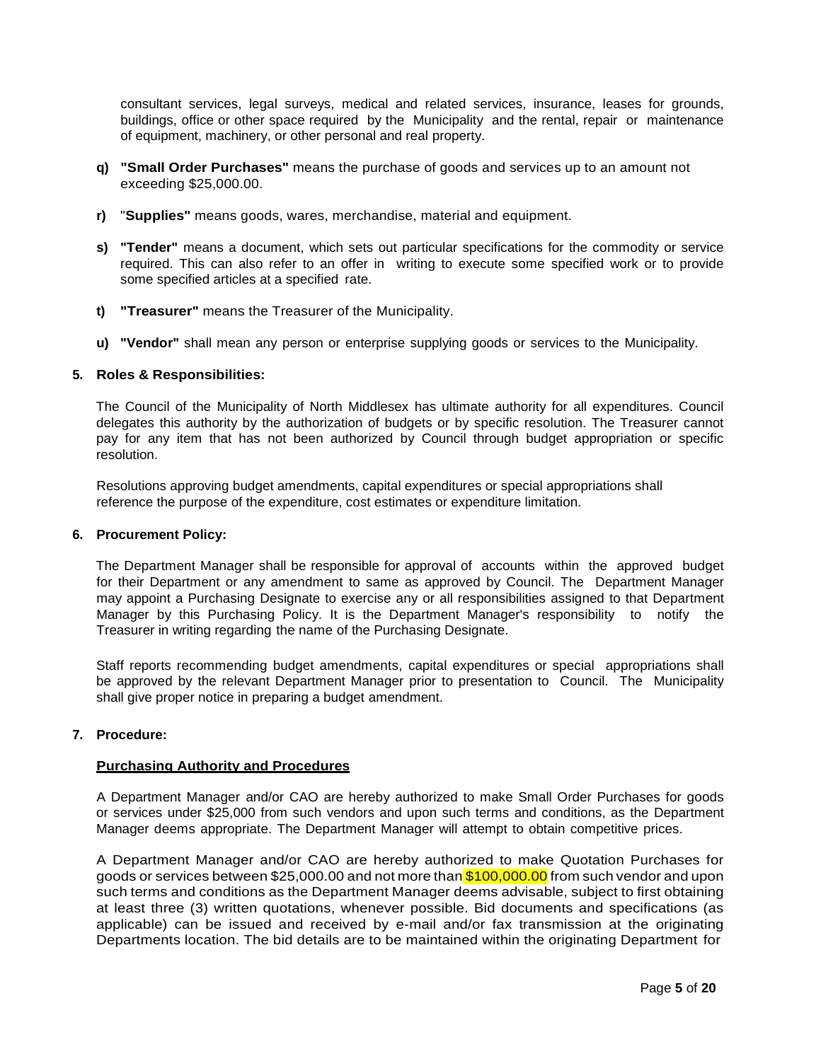consultant services, legal surveys, medical and related services, insurance, leases for grounds, buildings, office or other space required by the Municipality and the rental, repair or maintenance of equipment, machinery, or other personal and real property.

q) **"Small Order Purchases"** means the purchase of goods and services up to an amount not exceeding $25,000.00.

r) "**Supplies"** means goods, wares, merchandise, material and equipment.

s) **"Tender"** means a document, which sets out particular specifications for the commodity or service required. This can also refer to an offer in writing to execute some specified work or to provide some specified articles at a specified rate.

t) **"Treasurer"** means the Treasurer of the Municipality.

u) **"Vendor"** shall mean any person or enterprise supplying goods or services to the Municipality.

**5. Roles & Responsibilities:**

The Council of the Municipality of North Middlesex has ultimate authority for all expenditures. Council delegates this authority by the authorization of budgets or by specific resolution. The Treasurer cannot pay for any item that has not been authorized by Council through budget appropriation or specific resolution.

Resolutions approving budget amendments, capital expenditures or special appropriations shall reference the purpose of the expenditure, cost estimates or expenditure limitation.

**6. Procurement Policy:**

The Department Manager shall be responsible for approval of accounts within the approved budget for their Department or any amendment to same as approved by Council. The Department Manager may appoint a Purchasing Designate to exercise any or all responsibilities assigned to that Department Manager by this Purchasing Policy. It is the Department Manager's responsibility to notify the Treasurer in writing regarding the name of the Purchasing Designate.

Staff reports recommending budget amendments, capital expenditures or special appropriations shall be approved by the relevant Department Manager prior to presentation to Council. The Municipality shall give proper notice in preparing a budget amendment.

**7. Procedure:**

**Purchasing Authority and Procedures**

A Department Manager and/or CAO are hereby authorized to make Small Order Purchases for goods or services under $25,000 from such vendors and upon such terms and conditions, as the Department Manager deems appropriate. The Department Manager will attempt to obtain competitive prices.

A Department Manager and/or CAO are hereby authorized to make Quotation Purchases for goods or services between $25,000.00 and not more than $100,000.00 from such vendor and upon such terms and conditions as the Department Manager deems advisable, subject to first obtaining at least three (3) written quotations, whenever possible. Bid documents and specifications (as applicable) can be issued and received by e-mail and/or fax transmission at the originating Departments location. The bid details are to be maintained within the originating Department for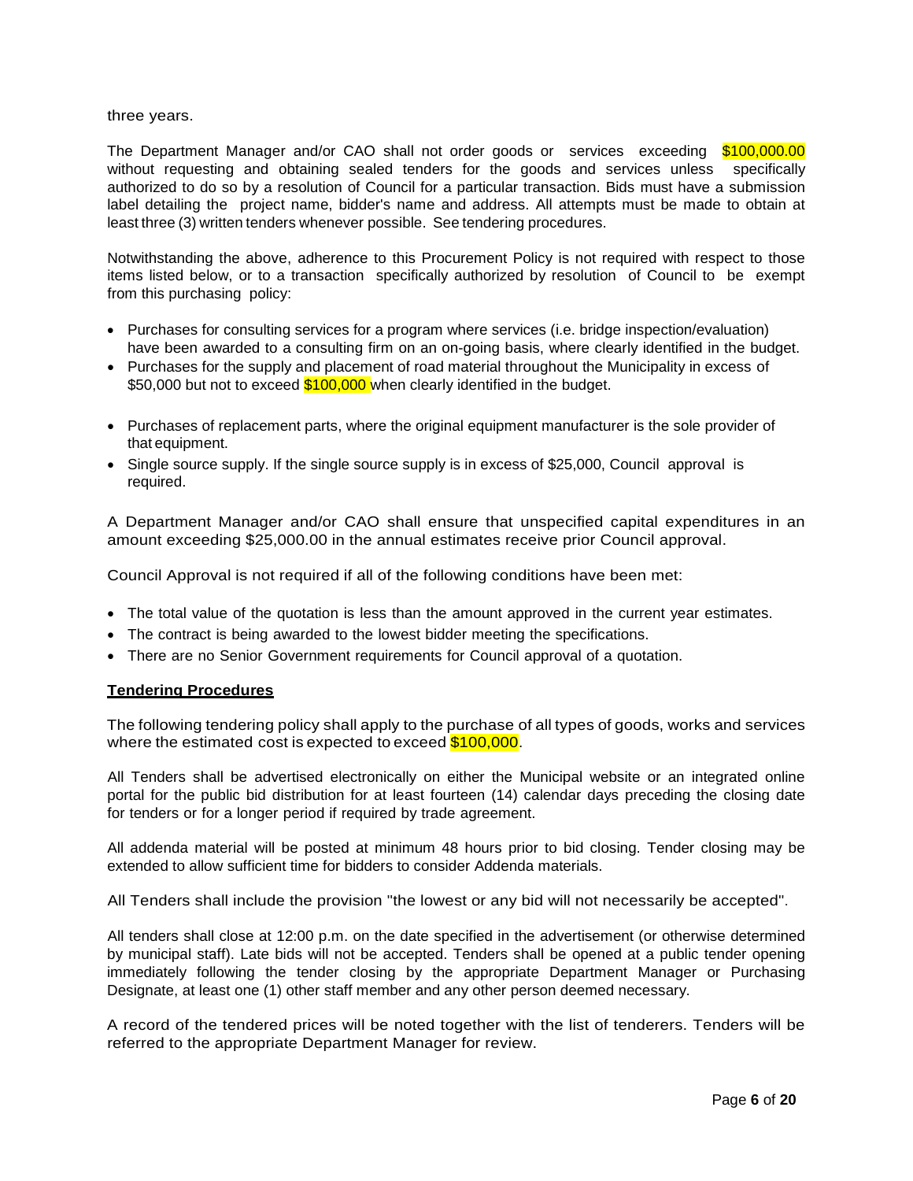three years.

The Department Manager and/or CAO shall not order goods or services exceeding $100,000.00 without requesting and obtaining sealed tenders for the goods and services unless specifically authorized to do so by a resolution of Council for a particular transaction. Bids must have a submission label detailing the project name, bidder's name and address. All attempts must be made to obtain at least three (3) written tenders whenever possible. See tendering procedures.

Notwithstanding the above, adherence to this Procurement Policy is not required with respect to those items listed below, or to a transaction specifically authorized by resolution of Council to be exempt from this purchasing policy:

- Purchases for consulting services for a program where services (i.e. bridge inspection/evaluation) have been awarded to a consulting firm on an on-going basis, where clearly identified in the budget.
- Purchases for the supply and placement of road material throughout the Municipality in excess of $50,000 but not to exceed $100,000 when clearly identified in the budget.
- Purchases of replacement parts, where the original equipment manufacturer is the sole provider of that equipment.
- Single source supply. If the single source supply is in excess of $25,000, Council approval is required.

A Department Manager and/or CAO shall ensure that unspecified capital expenditures in an amount exceeding $25,000.00 in the annual estimates receive prior Council approval.

Council Approval is not required if all of the following conditions have been met:

- The total value of the quotation is less than the amount approved in the current year estimates.
- The contract is being awarded to the lowest bidder meeting the specifications.
- There are no Senior Government requirements for Council approval of a quotation.

**Tendering Procedures**

The following tendering policy shall apply to the purchase of all types of goods, works and services where the estimated cost is expected to exceed $100,000.

All Tenders shall be advertised electronically on either the Municipal website or an integrated online portal for the public bid distribution for at least fourteen (14) calendar days preceding the closing date for tenders or for a longer period if required by trade agreement.

All addenda material will be posted at minimum 48 hours prior to bid closing. Tender closing may be extended to allow sufficient time for bidders to consider Addenda materials.

All Tenders shall include the provision "the lowest or any bid will not necessarily be accepted".

All tenders shall close at 12:00 p.m. on the date specified in the advertisement (or otherwise determined by municipal staff). Late bids will not be accepted. Tenders shall be opened at a public tender opening immediately following the tender closing by the appropriate Department Manager or Purchasing Designate, at least one (1) other staff member and any other person deemed necessary.

A record of the tendered prices will be noted together with the list of tenderers. Tenders will be referred to the appropriate Department Manager for review.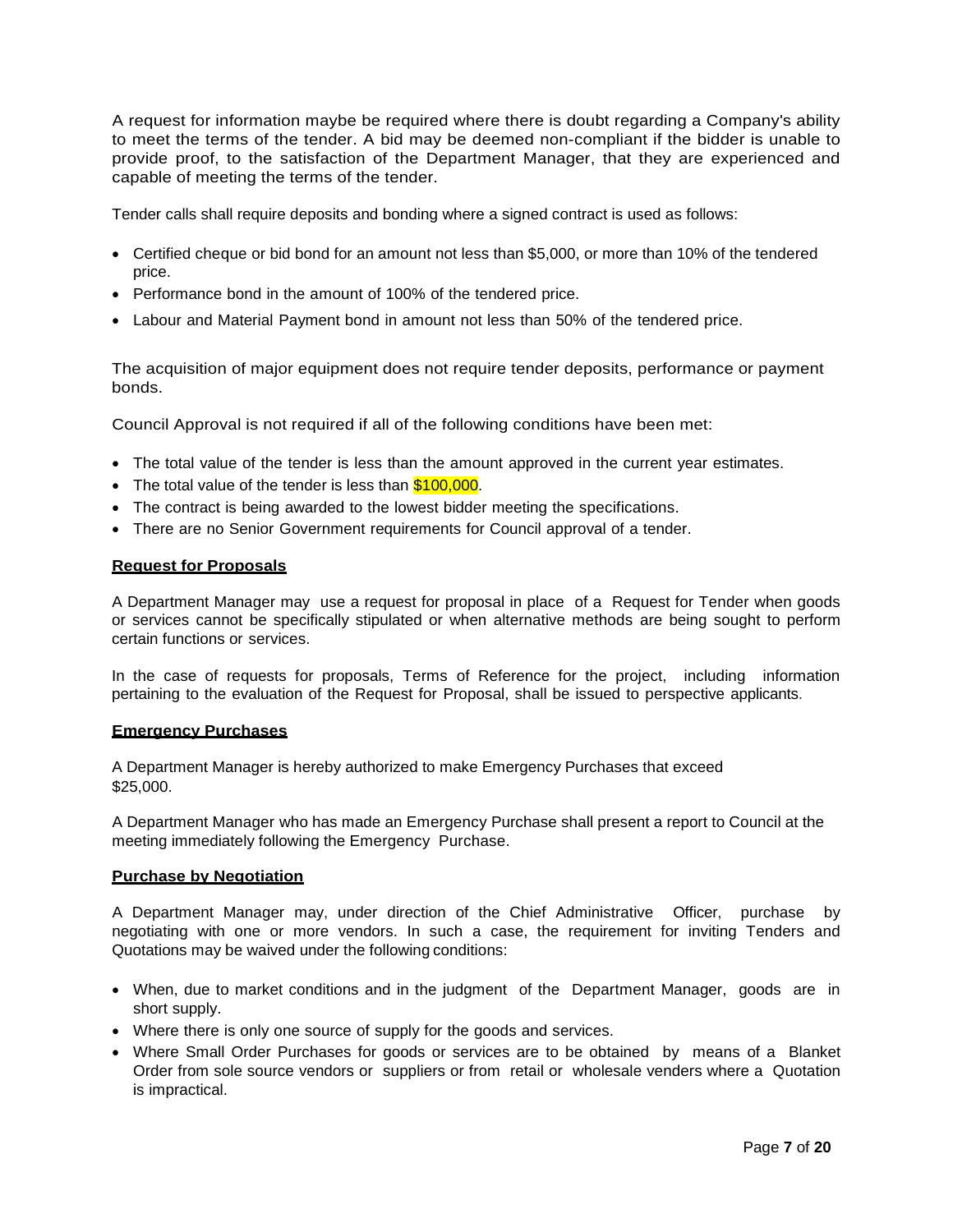A request for information maybe be required where there is doubt regarding a Company's ability to meet the terms of the tender. A bid may be deemed non-compliant if the bidder is unable to provide proof, to the satisfaction of the Department Manager, that they are experienced and capable of meeting the terms of the tender.

Tender calls shall require deposits and bonding where a signed contract is used as follows:

- Certified cheque or bid bond for an amount not less than $5,000, or more than 10% of the tendered price.
- Performance bond in the amount of 100% of the tendered price.
- Labour and Material Payment bond in amount not less than 50% of the tendered price.

The acquisition of major equipment does not require tender deposits, performance or payment bonds.

Council Approval is not required if all of the following conditions have been met:

- The total value of the tender is less than the amount approved in the current year estimates.
- The total value of the tender is less than $100,000.
- The contract is being awarded to the lowest bidder meeting the specifications.
- There are no Senior Government requirements for Council approval of a tender.

**Request for Proposals**

A Department Manager may use a request for proposal in place of a Request for Tender when goods or services cannot be specifically stipulated or when alternative methods are being sought to perform certain functions or services.

In the case of requests for proposals, Terms of Reference for the project, including information pertaining to the evaluation of the Request for Proposal, shall be issued to perspective applicants.

**Emergency Purchases**

A Department Manager is hereby authorized to make Emergency Purchases that exceed $25,000.

A Department Manager who has made an Emergency Purchase shall present a report to Council at the meeting immediately following the Emergency Purchase.

**Purchase by Negotiation**

A Department Manager may, under direction of the Chief Administrative Officer, purchase by negotiating with one or more vendors. In such a case, the requirement for inviting Tenders and Quotations may be waived under the following conditions:

- When, due to market conditions and in the judgment of the Department Manager, goods are in short supply.
- Where there is only one source of supply for the goods and services.
- Where Small Order Purchases for goods or services are to be obtained by means of a Blanket Order from sole source vendors or suppliers or from retail or wholesale venders where a Quotation is impractical.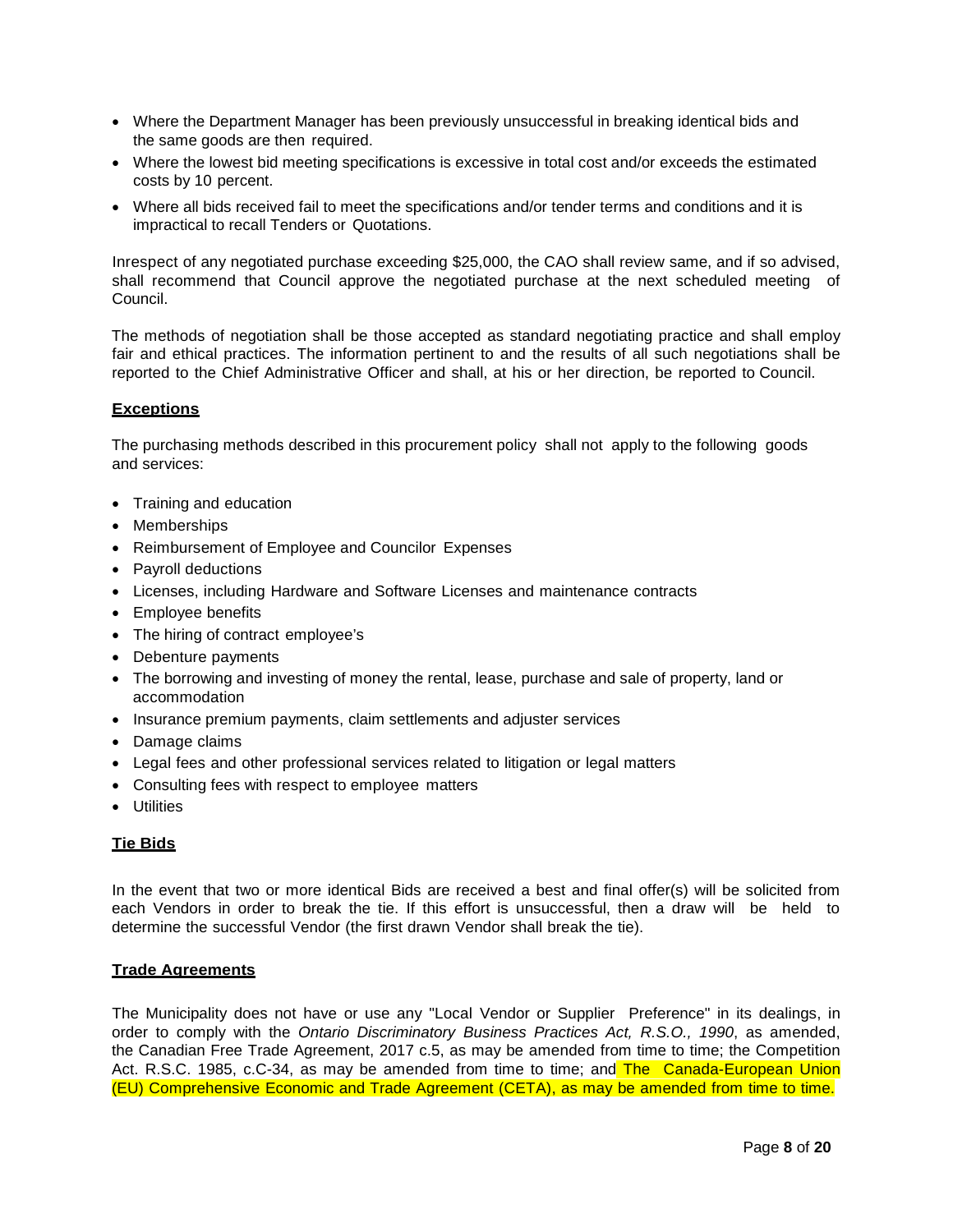- Where the Department Manager has been previously unsuccessful in breaking identical bids and the same goods are then required.
- Where the lowest bid meeting specifications is excessive in total cost and/or exceeds the estimated costs by 10 percent.
- Where all bids received fail to meet the specifications and/or tender terms and conditions and it is impractical to recall Tenders or Quotations.

Inrespect of any negotiated purchase exceeding $25,000, the CAO shall review same, and if so advised, shall recommend that Council approve the negotiated purchase at the next scheduled meeting of Council.

The methods of negotiation shall be those accepted as standard negotiating practice and shall employ fair and ethical practices. The information pertinent to and the results of all such negotiations shall be reported to the Chief Administrative Officer and shall, at his or her direction, be reported to Council.

**Exceptions**

The purchasing methods described in this procurement policy shall not apply to the following goods and services:

- Training and education
- Memberships
- Reimbursement of Employee and Councilor Expenses
- Payroll deductions
- Licenses, including Hardware and Software Licenses and maintenance contracts
- Employee benefits
- The hiring of contract employee's
- Debenture payments
- The borrowing and investing of money the rental, lease, purchase and sale of property, land or accommodation
- Insurance premium payments, claim settlements and adjuster services
- Damage claims
- Legal fees and other professional services related to litigation or legal matters
- Consulting fees with respect to employee matters
- Utilities

**Tie Bids**

In the event that two or more identical Bids are received a best and final offer(s) will be solicited from each Vendors in order to break the tie. If this effort is unsuccessful, then a draw will be held to determine the successful Vendor (the first drawn Vendor shall break the tie).

**Trade Agreements**

The Municipality does not have or use any "Local Vendor or Supplier Preference" in its dealings, in order to comply with the *Ontario Discriminatory Business Practices Act, R.S.O., 1990*, as amended, the Canadian Free Trade Agreement, 2017 c.5, as may be amended from time to time; the Competition Act. R.S.C. 1985, c.C-34, as may be amended from time to time; and The Canada-European Union (EU) Comprehensive Economic and Trade Agreement (CETA), as may be amended from time to time.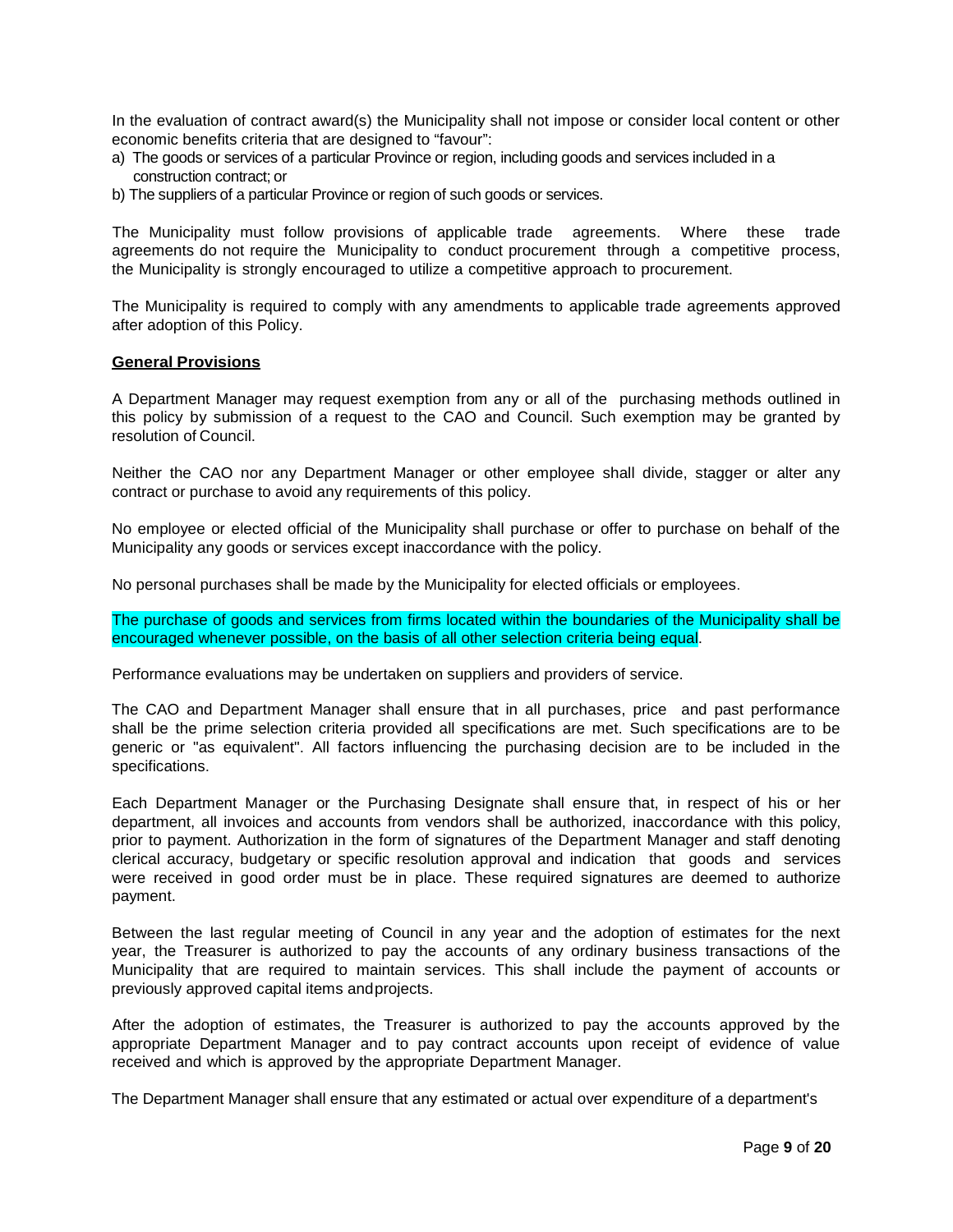In the evaluation of contract award(s) the Municipality shall not impose or consider local content or other economic benefits criteria that are designed to "favour":

a) The goods or services of a particular Province or region, including goods and services included in a construction contract; or
b) The suppliers of a particular Province or region of such goods or services.

The Municipality must follow provisions of applicable trade agreements. Where these trade agreements do not require the Municipality to conduct procurement through a competitive process, the Municipality is strongly encouraged to utilize a competitive approach to procurement.

The Municipality is required to comply with any amendments to applicable trade agreements approved after adoption of this Policy.

**General Provisions**

A Department Manager may request exemption from any or all of the purchasing methods outlined in this policy by submission of a request to the CAO and Council. Such exemption may be granted by resolution of Council.

Neither the CAO nor any Department Manager or other employee shall divide, stagger or alter any contract or purchase to avoid any requirements of this policy.

No employee or elected official of the Municipality shall purchase or offer to purchase on behalf of the Municipality any goods or services except inaccordance with the policy.

No personal purchases shall be made by the Municipality for elected officials or employees.

The purchase of goods and services from firms located within the boundaries of the Municipality shall be encouraged whenever possible, on the basis of all other selection criteria being equal.

Performance evaluations may be undertaken on suppliers and providers of service.

The CAO and Department Manager shall ensure that in all purchases, price and past performance shall be the prime selection criteria provided all specifications are met. Such specifications are to be generic or "as equivalent". All factors influencing the purchasing decision are to be included in the specifications.

Each Department Manager or the Purchasing Designate shall ensure that, in respect of his or her department, all invoices and accounts from vendors shall be authorized, inaccordance with this policy, prior to payment. Authorization in the form of signatures of the Department Manager and staff denoting clerical accuracy, budgetary or specific resolution approval and indication that goods and services were received in good order must be in place. These required signatures are deemed to authorize payment.

Between the last regular meeting of Council in any year and the adoption of estimates for the next year, the Treasurer is authorized to pay the accounts of any ordinary business transactions of the Municipality that are required to maintain services. This shall include the payment of accounts or previously approved capital items andprojects.

After the adoption of estimates, the Treasurer is authorized to pay the accounts approved by the appropriate Department Manager and to pay contract accounts upon receipt of evidence of value received and which is approved by the appropriate Department Manager.

The Department Manager shall ensure that any estimated or actual over expenditure of a department's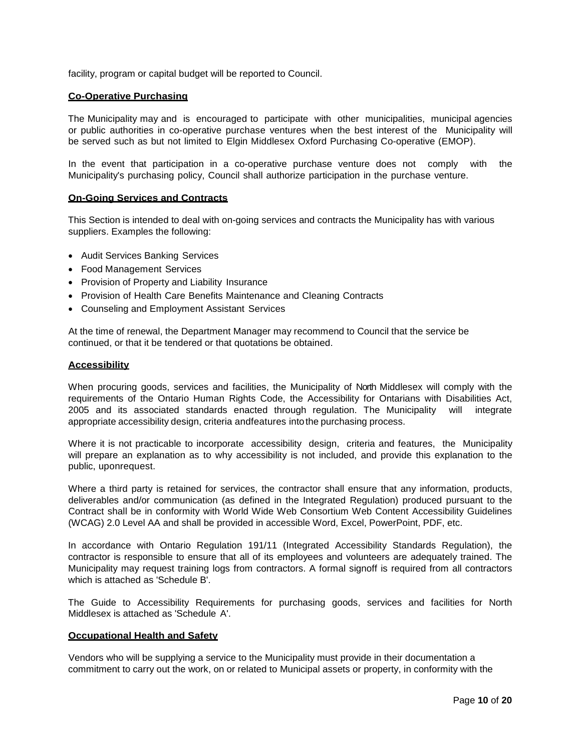facility, program or capital budget will be reported to Council.

## Co-Operative Purchasing

The Municipality may and is encouraged to participate with other municipalities, municipal agencies or public authorities in co-operative purchase ventures when the best interest of the Municipality will be served such as but not limited to Elgin Middlesex Oxford Purchasing Co-operative (EMOP).

In the event that participation in a co-operative purchase venture does not comply with the Municipality's purchasing policy, Council shall authorize participation in the purchase venture.

## On-Going Services and Contracts

This Section is intended to deal with on-going services and contracts the Municipality has with various suppliers. Examples the following:

- Audit Services Banking Services
- Food Management Services
- Provision of Property and Liability Insurance
- Provision of Health Care Benefits Maintenance and Cleaning Contracts
- Counseling and Employment Assistant Services

At the time of renewal, the Department Manager may recommend to Council that the service be continued, or that it be tendered or that quotations be obtained.

## Accessibility

When procuring goods, services and facilities, the Municipality of North Middlesex will comply with the requirements of the Ontario Human Rights Code, the Accessibility for Ontarians with Disabilities Act, 2005 and its associated standards enacted through regulation. The Municipality will integrate appropriate accessibility design, criteria andfeatures intothe purchasing process.

Where it is not practicable to incorporate accessibility design, criteria and features, the Municipality will prepare an explanation as to why accessibility is not included, and provide this explanation to the public, uponrequest.

Where a third party is retained for services, the contractor shall ensure that any information, products, deliverables and/or communication (as defined in the Integrated Regulation) produced pursuant to the Contract shall be in conformity with World Wide Web Consortium Web Content Accessibility Guidelines (WCAG) 2.0 Level AA and shall be provided in accessible Word, Excel, PowerPoint, PDF, etc.

In accordance with Ontario Regulation 191/11 (Integrated Accessibility Standards Regulation), the contractor is responsible to ensure that all of its employees and volunteers are adequately trained. The Municipality may request training logs from contractors. A formal signoff is required from all contractors which is attached as 'Schedule B'.

The Guide to Accessibility Requirements for purchasing goods, services and facilities for North Middlesex is attached as 'Schedule A'.

## Occupational Health and Safety

Vendors who will be supplying a service to the Municipality must provide in their documentation a commitment to carry out the work, on or related to Municipal assets or property, in conformity with the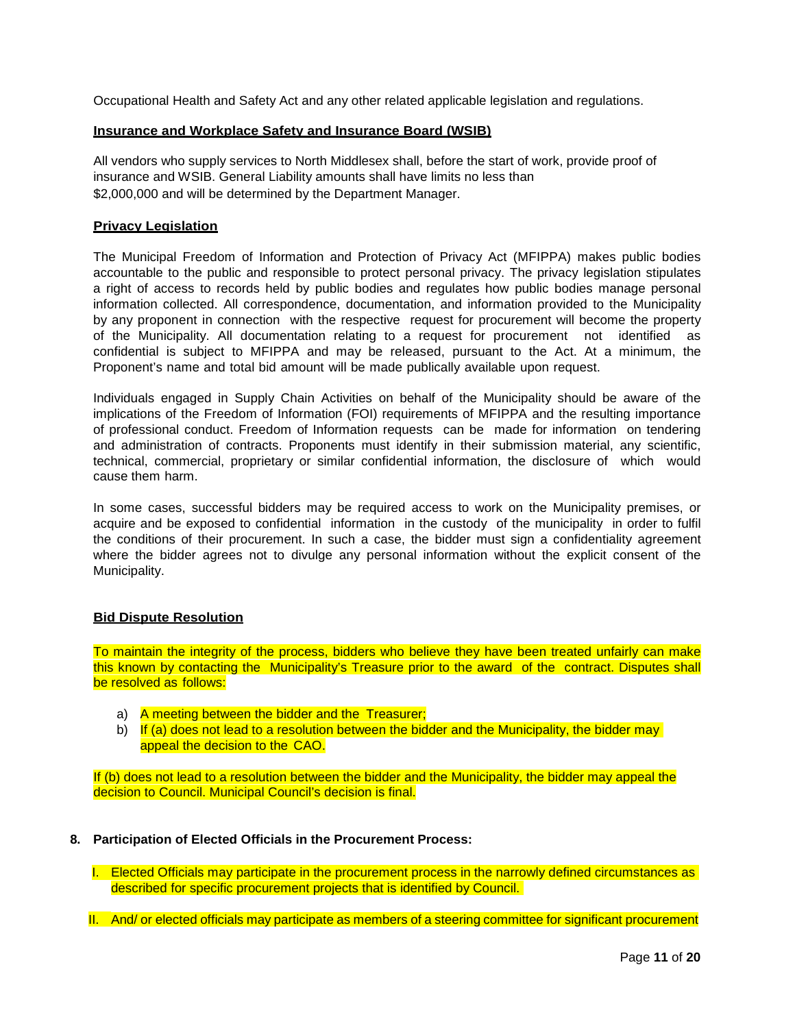Occupational Health and Safety Act and any other related applicable legislation and regulations.

**Insurance and Workplace Safety and Insurance Board (WSIB)**

All vendors who supply services to North Middlesex shall, before the start of work, provide proof of insurance and WSIB. General Liability amounts shall have limits no less than $2,000,000 and will be determined by the Department Manager.

**Privacy Legislation**

The Municipal Freedom of Information and Protection of Privacy Act (MFIPPA) makes public bodies accountable to the public and responsible to protect personal privacy. The privacy legislation stipulates a right of access to records held by public bodies and regulates how public bodies manage personal information collected. All correspondence, documentation, and information provided to the Municipality by any proponent in connection with the respective request for procurement will become the property of the Municipality. All documentation relating to a request for procurement not identified as confidential is subject to MFIPPA and may be released, pursuant to the Act. At a minimum, the Proponent's name and total bid amount will be made publically available upon request.

Individuals engaged in Supply Chain Activities on behalf of the Municipality should be aware of the implications of the Freedom of Information (FOI) requirements of MFIPPA and the resulting importance of professional conduct. Freedom of Information requests can be made for information on tendering and administration of contracts. Proponents must identify in their submission material, any scientific, technical, commercial, proprietary or similar confidential information, the disclosure of which would cause them harm.

In some cases, successful bidders may be required access to work on the Municipality premises, or acquire and be exposed to confidential information in the custody of the municipality in order to fulfil the conditions of their procurement. In such a case, the bidder must sign a confidentiality agreement where the bidder agrees not to divulge any personal information without the explicit consent of the Municipality.

**Bid Dispute Resolution**

To maintain the integrity of the process, bidders who believe they have been treated unfairly can make this known by contacting the Municipality's Treasure prior to the award of the contract. Disputes shall be resolved as follows:

a) A meeting between the bidder and the Treasurer;
b) If (a) does not lead to a resolution between the bidder and the Municipality, the bidder may appeal the decision to the CAO.

If (b) does not lead to a resolution between the bidder and the Municipality, the bidder may appeal the decision to Council. Municipal Council's decision is final.

**8. Participation of Elected Officials in the Procurement Process:**

I. Elected Officials may participate in the procurement process in the narrowly defined circumstances as described for specific procurement projects that is identified by Council.

II. And/ or elected officials may participate as members of a steering committee for significant procurement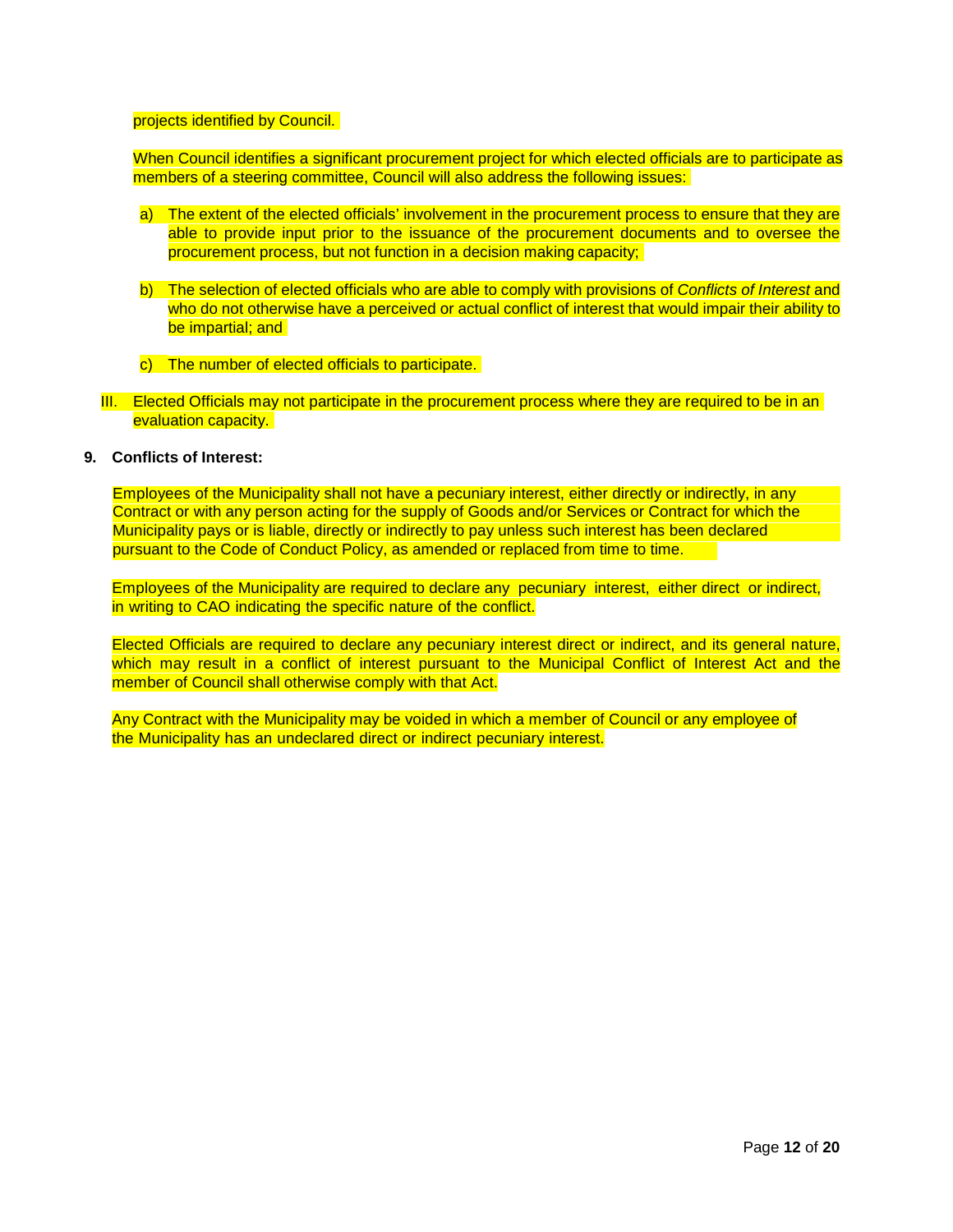projects identified by Council.

When Council identifies a significant procurement project for which elected officials are to participate as members of a steering committee, Council will also address the following issues:

a) The extent of the elected officials' involvement in the procurement process to ensure that they are able to provide input prior to the issuance of the procurement documents and to oversee the procurement process, but not function in a decision making capacity;

b) The selection of elected officials who are able to comply with provisions of *Conflicts of Interest* and who do not otherwise have a perceived or actual conflict of interest that would impair their ability to be impartial; and

c) The number of elected officials to participate.

III. Elected Officials may not participate in the procurement process where they are required to be in an evaluation capacity.

**9. Conflicts of Interest:**

Employees of the Municipality shall not have a pecuniary interest, either directly or indirectly, in any Contract or with any person acting for the supply of Goods and/or Services or Contract for which the Municipality pays or is liable, directly or indirectly to pay unless such interest has been declared pursuant to the Code of Conduct Policy, as amended or replaced from time to time.

Employees of the Municipality are required to declare any pecuniary interest, either direct or indirect, in writing to CAO indicating the specific nature of the conflict.

Elected Officials are required to declare any pecuniary interest direct or indirect, and its general nature, which may result in a conflict of interest pursuant to the Municipal Conflict of Interest Act and the member of Council shall otherwise comply with that Act.

Any Contract with the Municipality may be voided in which a member of Council or any employee of the Municipality has an undeclared direct or indirect pecuniary interest.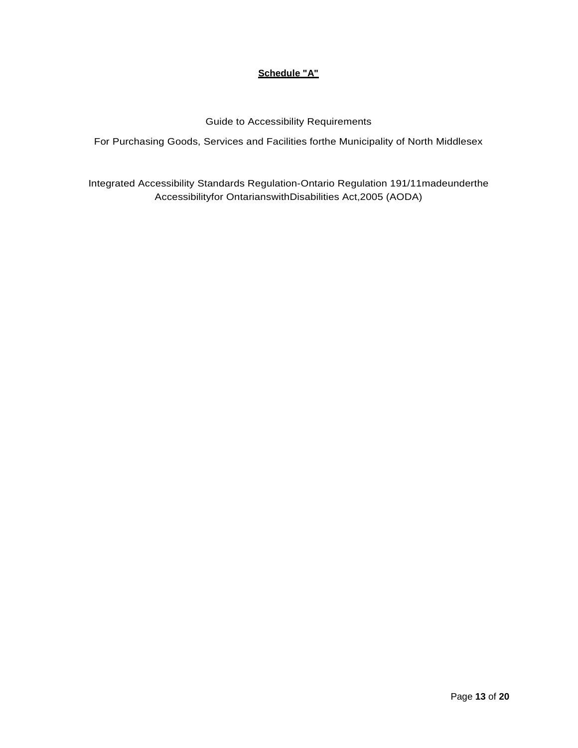**Schedule "A"**

Guide to Accessibility Requirements

For Purchasing Goods, Services and Facilities forthe Municipality of North Middlesex

Integrated Accessibility Standards Regulation-Ontario Regulation 191/11madeunderthe Accessibilityfor OntarianswithDisabilities Act,2005 (AODA)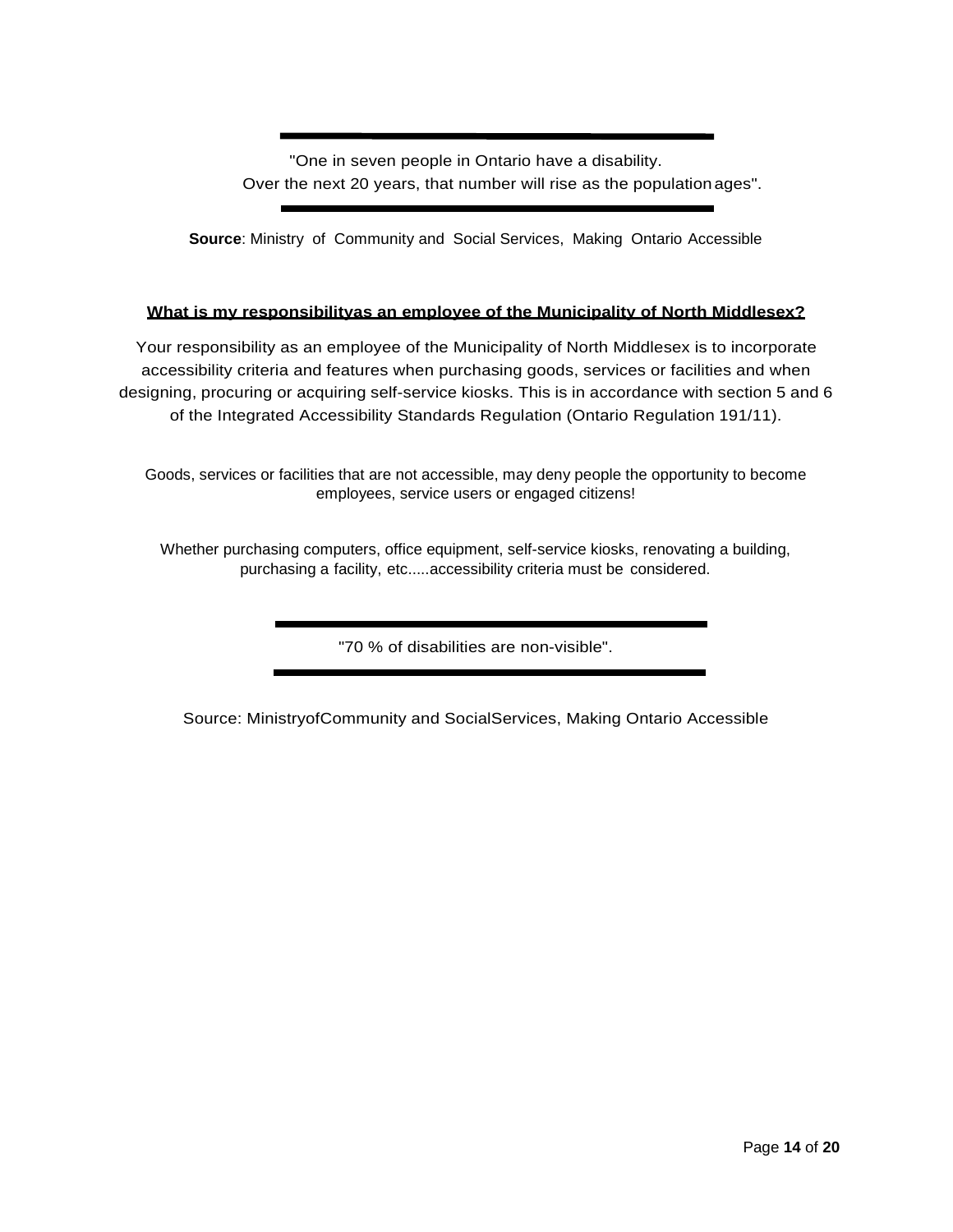---

"One in seven people in Ontario have a disability.
Over the next 20 years, that number will rise as the population ages".

---

**Source**: Ministry of Community and Social Services, Making Ontario Accessible

**What is my responsibilityas an employee of the Municipality of North Middlesex?**

Your responsibility as an employee of the Municipality of North Middlesex is to incorporate accessibility criteria and features when purchasing goods, services or facilities and when designing, procuring or acquiring self-service kiosks. This is in accordance with section 5 and 6 of the Integrated Accessibility Standards Regulation (Ontario Regulation 191/11).

Goods, services or facilities that are not accessible, may deny people the opportunity to become employees, service users or engaged citizens!

Whether purchasing computers, office equipment, self-service kiosks, renovating a building, purchasing a facility, etc.....accessibility criteria must be considered.

---

"70 % of disabilities are non-visible".

---

Source: MinistryofCommunity and SocialServices, Making Ontario Accessible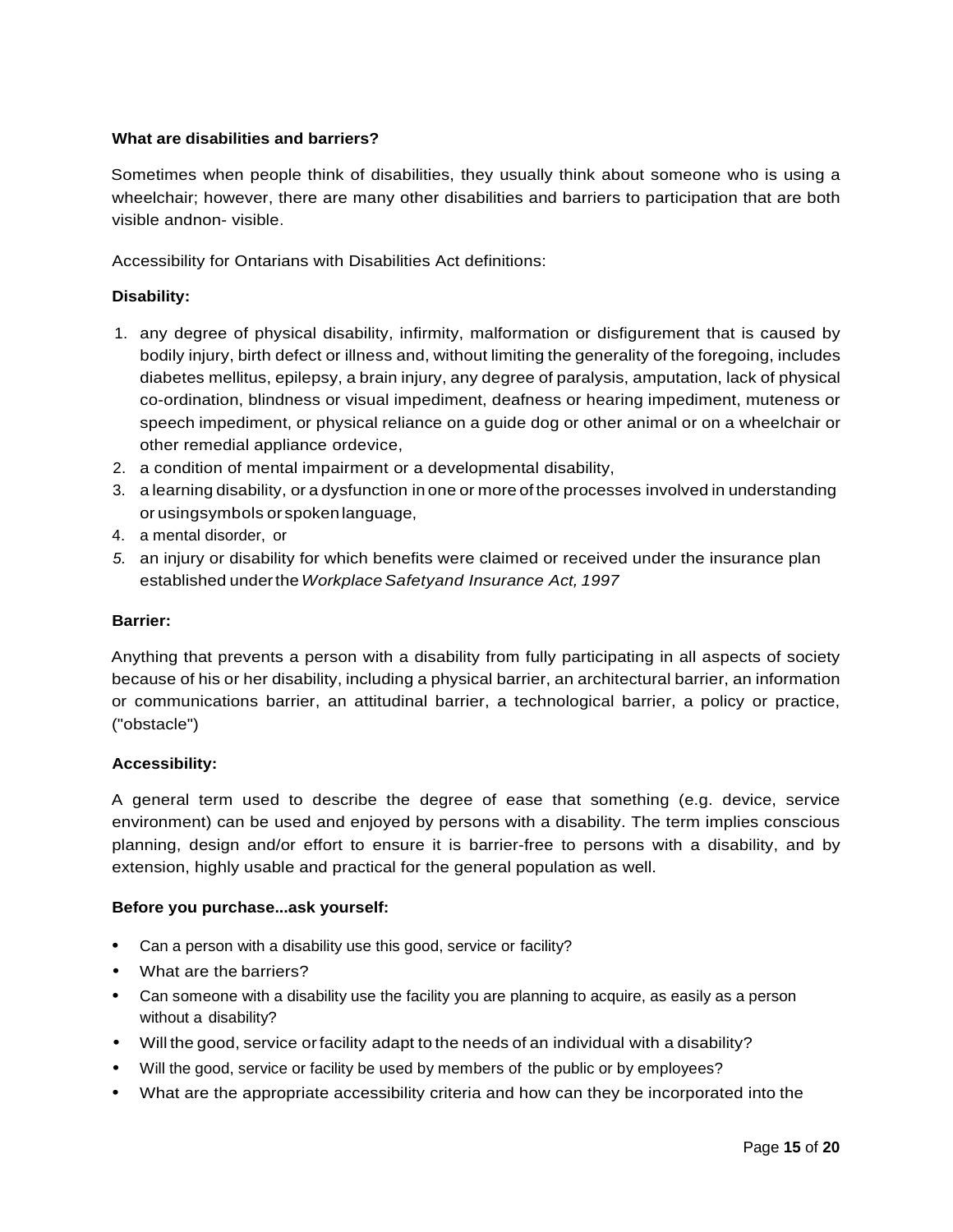**What are disabilities and barriers?**

Sometimes when people think of disabilities, they usually think about someone who is using a wheelchair; however, there are many other disabilities and barriers to participation that are both visible andnon- visible.

Accessibility for Ontarians with Disabilities Act definitions:

**Disability:**

1. any degree of physical disability, infirmity, malformation or disfigurement that is caused by bodily injury, birth defect or illness and, without limiting the generality of the foregoing, includes diabetes mellitus, epilepsy, a brain injury, any degree of paralysis, amputation, lack of physical co-ordination, blindness or visual impediment, deafness or hearing impediment, muteness or speech impediment, or physical reliance on a guide dog or other animal or on a wheelchair or other remedial appliance ordevice,
2. a condition of mental impairment or a developmental disability,
3. a learning disability, or a dysfunction in one or more of the processes involved in understanding or usingsymbols or spoken language,
4. a mental disorder, or
5. an injury or disability for which benefits were claimed or received under the insurance plan established under the *Workplace Safetyand Insurance Act, 1997*

**Barrier:**

Anything that prevents a person with a disability from fully participating in all aspects of society because of his or her disability, including a physical barrier, an architectural barrier, an information or communications barrier, an attitudinal barrier, a technological barrier, a policy or practice, ("obstacle")

**Accessibility:**

A general term used to describe the degree of ease that something (e.g. device, service environment) can be used and enjoyed by persons with a disability. The term implies conscious planning, design and/or effort to ensure it is barrier-free to persons with a disability, and by extension, highly usable and practical for the general population as well.

**Before you purchase...ask yourself:**

- Can a person with a disability use this good, service or facility?
- What are the barriers?
- Can someone with a disability use the facility you are planning to acquire, as easily as a person without a disability?
- Will the good, service or facility adapt to the needs of an individual with a disability?
- Will the good, service or facility be used by members of the public or by employees?
- What are the appropriate accessibility criteria and how can they be incorporated into the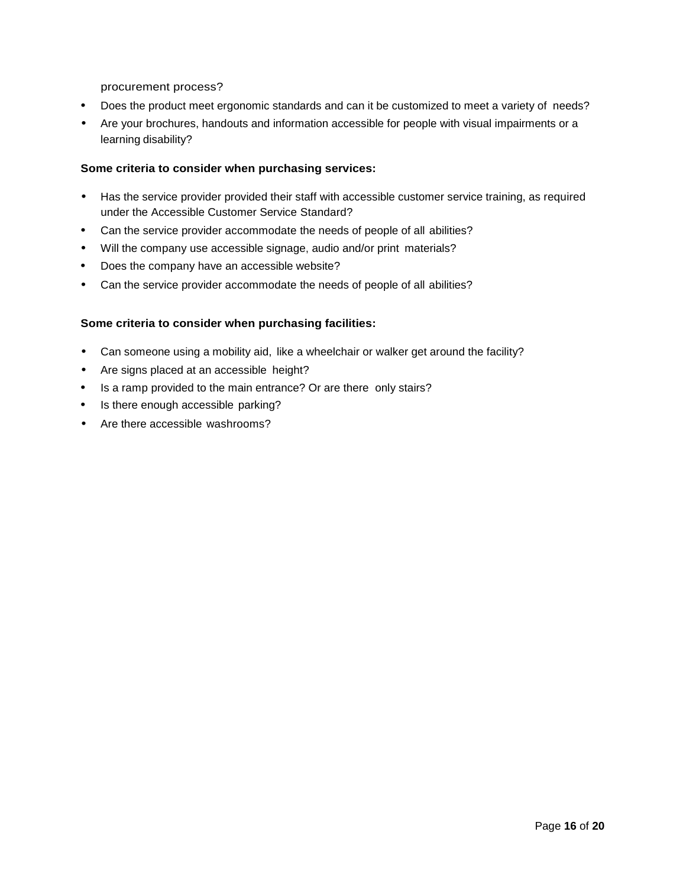procurement process?

- Does the product meet ergonomic standards and can it be customized to meet a variety of needs?
- Are your brochures, handouts and information accessible for people with visual impairments or a learning disability?

**Some criteria to consider when purchasing services:**

- Has the service provider provided their staff with accessible customer service training, as required under the Accessible Customer Service Standard?
- Can the service provider accommodate the needs of people of all abilities?
- Will the company use accessible signage, audio and/or print materials?
- Does the company have an accessible website?
- Can the service provider accommodate the needs of people of all abilities?

**Some criteria to consider when purchasing facilities:**

- Can someone using a mobility aid, like a wheelchair or walker get around the facility?
- Are signs placed at an accessible height?
- Is a ramp provided to the main entrance? Or are there only stairs?
- Is there enough accessible parking?
- Are there accessible washrooms?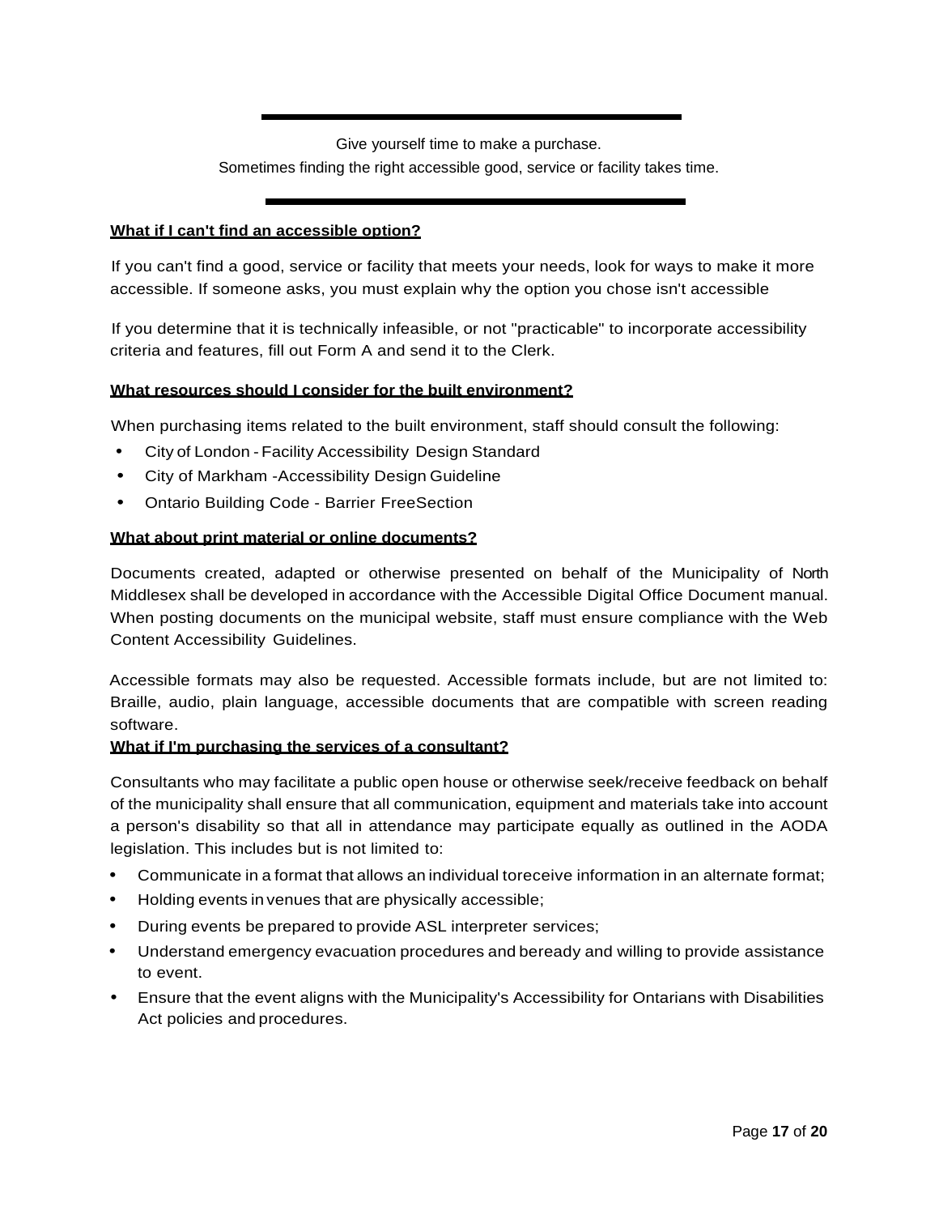Give yourself time to make a purchase.
Sometimes finding the right accessible good, service or facility takes time.

**What if I can't find an accessible option?**

If you can't find a good, service or facility that meets your needs, look for ways to make it more accessible. If someone asks, you must explain why the option you chose isn't accessible

If you determine that it is technically infeasible, or not "practicable" to incorporate accessibility criteria and features, fill out Form A and send it to the Clerk.

**What resources should I consider for the built environment?**

When purchasing items related to the built environment, staff should consult the following:

- City of London - Facility Accessibility Design Standard
- City of Markham -Accessibility Design Guideline
- Ontario Building Code - Barrier FreeSection

**What about print material or online documents?**

Documents created, adapted or otherwise presented on behalf of the Municipality of North Middlesex shall be developed in accordance with the Accessible Digital Office Document manual. When posting documents on the municipal website, staff must ensure compliance with the Web Content Accessibility Guidelines.

Accessible formats may also be requested. Accessible formats include, but are not limited to: Braille, audio, plain language, accessible documents that are compatible with screen reading software.

**What if I'm purchasing the services of a consultant?**

Consultants who may facilitate a public open house or otherwise seek/receive feedback on behalf of the municipality shall ensure that all communication, equipment and materials take into account a person's disability so that all in attendance may participate equally as outlined in the AODA legislation. This includes but is not limited to:

- Communicate in a format that allows an individual toreceive information in an alternate format;
- Holding events in venues that are physically accessible;
- During events be prepared to provide ASL interpreter services;
- Understand emergency evacuation procedures and beready and willing to provide assistance to event.
- Ensure that the event aligns with the Municipality's Accessibility for Ontarians with Disabilities Act policies and procedures.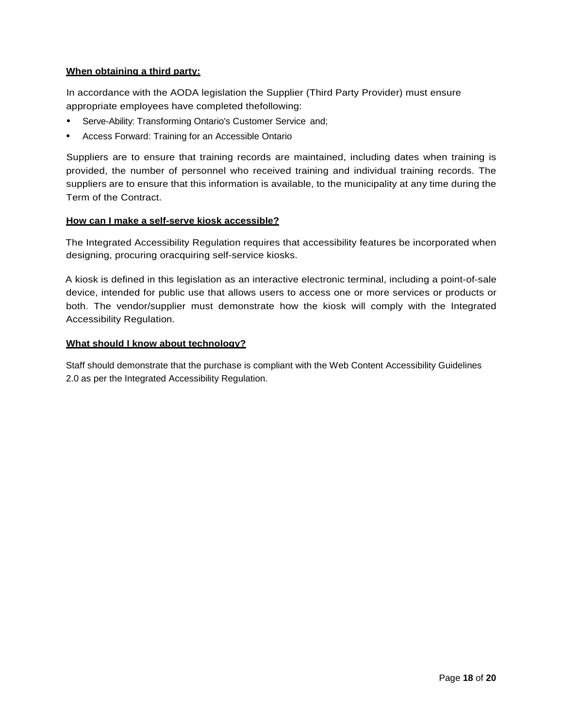**<u>When obtaining a third party:</u>**

In accordance with the AODA legislation the Supplier (Third Party Provider) must ensure appropriate employees have completed thefollowing:

- Serve-Ability: Transforming Ontario's Customer Service and;
- Access Forward: Training for an Accessible Ontario

Suppliers are to ensure that training records are maintained, including dates when training is provided, the number of personnel who received training and individual training records. The suppliers are to ensure that this information is available, to the municipality at any time during the Term of the Contract.

**<u>How can I make a self-serve kiosk accessible?</u>**

The Integrated Accessibility Regulation requires that accessibility features be incorporated when designing, procuring oracquiring self-service kiosks.

A kiosk is defined in this legislation as an interactive electronic terminal, including a point-of-sale device, intended for public use that allows users to access one or more services or products or both. The vendor/supplier must demonstrate how the kiosk will comply with the Integrated Accessibility Regulation.

**<u>What should I know about technology?</u>**

Staff should demonstrate that the purchase is compliant with the Web Content Accessibility Guidelines 2.0 as per the Integrated Accessibility Regulation.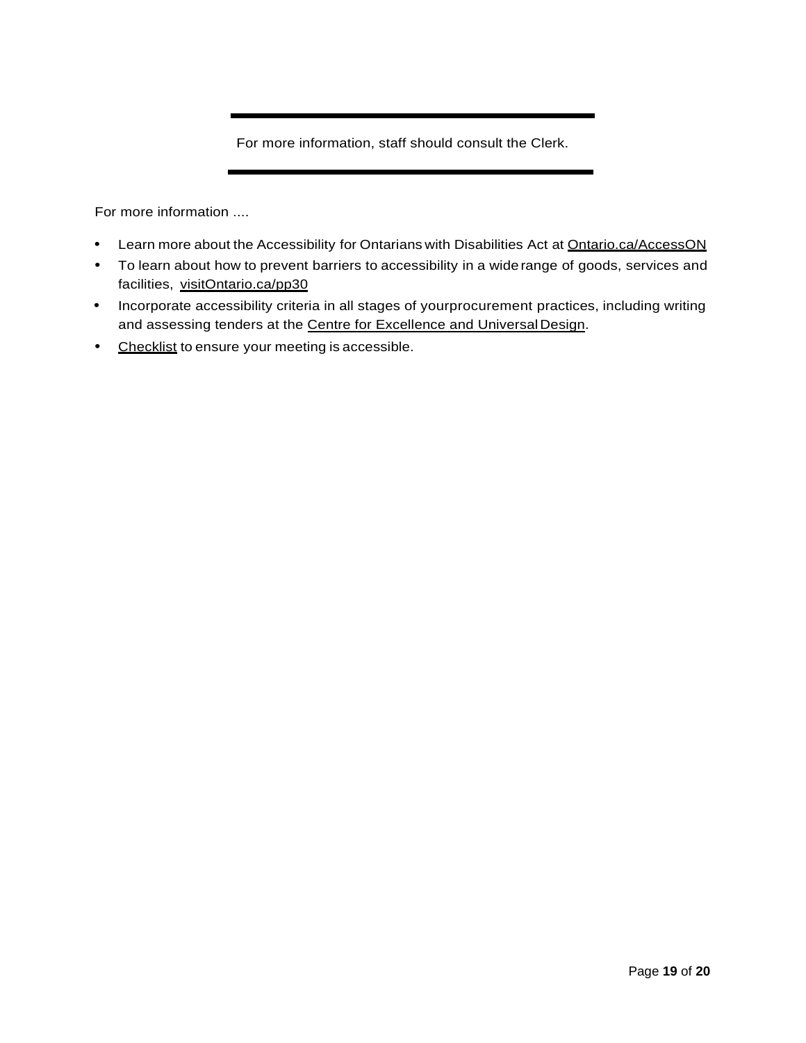---

For more information, staff should consult the Clerk.

---

For more information ....

- Learn more about the Accessibility for Ontarians with Disabilities Act at Ontario.ca/AccessON
- To learn about how to prevent barriers to accessibility in a wide range of goods, services and facilities, visitOntario.ca/pp30
- Incorporate accessibility criteria in all stages of yourprocurement practices, including writing and assessing tenders at the Centre for Excellence and Universal Design.
- Checklist to ensure your meeting is accessible.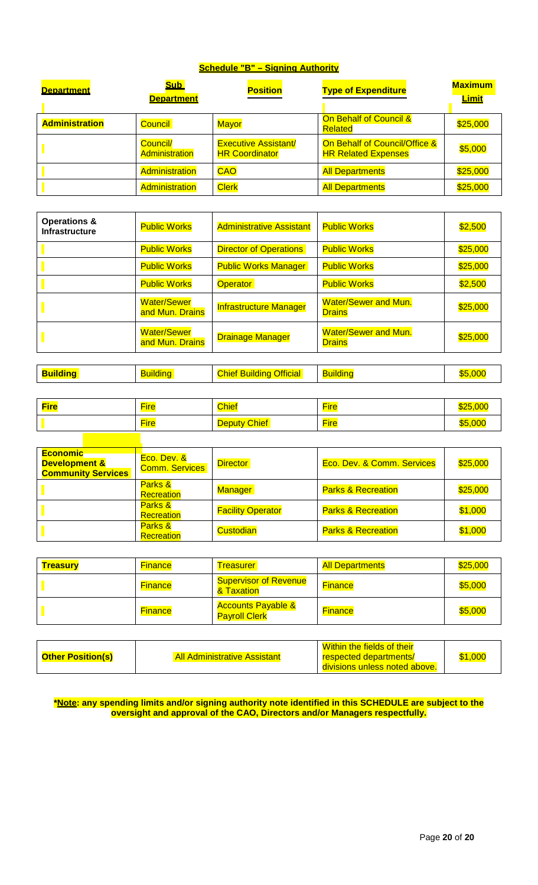## Schedule "B" – Signing Authority

| Department | Sub Department | Position | Type of Expenditure | Maximum Limit |
|---|---|---|---|---|
| **Administration** | Council | Mayor | On Behalf of Council & Related | $25,000 |
| | Council/ Administration | Executive Assistant/ HR Coordinator | On Behalf of Council/Office & HR Related Expenses | $5,000 |
| | Administration | CAO | All Departments | $25,000 |
| | Administration | Clerk | All Departments | $25,000 |
| **Operations & Infrastructure** | Public Works | Administrative Assistant | Public Works | $2,500 |
| | Public Works | Director of Operations | Public Works | $25,000 |
| | Public Works | Public Works Manager | Public Works | $25,000 |
| | Public Works | Operator | Public Works | $2,500 |
| | Water/Sewer and Mun. Drains | Infrastructure Manager | Water/Sewer and Mun. Drains | $25,000 |
| | Water/Sewer and Mun. Drains | Drainage Manager | Water/Sewer and Mun. Drains | $25,000 |
| **Building** | Building | Chief Building Official | Building | $5,000 |
| **Fire** | Fire | Chief | Fire | $25,000 |
| | Fire | Deputy Chief | Fire | $5,000 |
| **Economic Development & Community Services** | Eco. Dev. & Comm. Services | Director | Eco. Dev. & Comm. Services | $25,000 |
| | Parks & Recreation | Manager | Parks & Recreation | $25,000 |
| | Parks & Recreation | Facility Operator | Parks & Recreation | $1,000 |
| | Parks & Recreation | Custodian | Parks & Recreation | $1,000 |
| **Treasury** | Finance | Treasurer | All Departments | $25,000 |
| | Finance | Supervisor of Revenue & Taxation | Finance | $5,000 |
| | Finance | Accounts Payable & Payroll Clerk | Finance | $5,000 |
| **Other Position(s)** | | All Administrative Assistant | Within the fields of their respected departments/ divisions unless noted above. | $1,000 |

**\*Note: any spending limits and/or signing authority note identified in this SCHEDULE are subject to the oversight and approval of the CAO, Directors and/or Managers respectfully.**